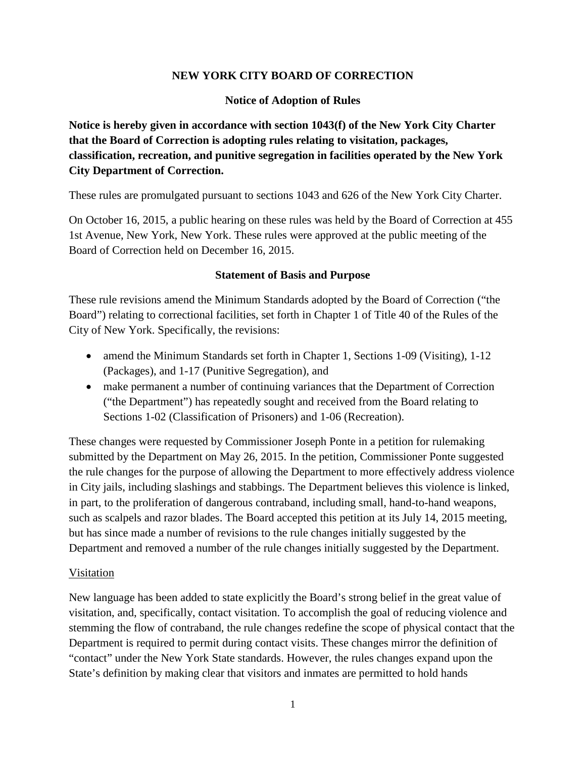# NEW YORK CITY BOARD OF CORRECTION

## Notice of Adoption of Rules

**Notice is hereby given in accordance with section 1043(f) of the New York City Charter that the Board of Correction is adopting rules relating to visitation, packages, classification, recreation, and punitive segregation in facilities operated by the New York City Department of Correction.**

These rules are promulgated pursuant to sections 1043 and 626 of the New York City Charter.

On October 16, 2015, a public hearing on these rules was held by the Board of Correction at 455 1st Avenue, New York, New York. These rules were approved at the public meeting of the Board of Correction held on December 16, 2015.

## Statement of Basis and Purpose

These rule revisions amend the Minimum Standards adopted by the Board of Correction ("the Board") relating to correctional facilities, set forth in Chapter 1 of Title 40 of the Rules of the City of New York. Specifically, the revisions:

- amend the Minimum Standards set forth in Chapter 1, Sections 1-09 (Visiting), 1-12 (Packages), and 1-17 (Punitive Segregation), and
- make permanent a number of continuing variances that the Department of Correction ("the Department") has repeatedly sought and received from the Board relating to Sections 1-02 (Classification of Prisoners) and 1-06 (Recreation).

These changes were requested by Commissioner Joseph Ponte in a petition for rulemaking submitted by the Department on May 26, 2015. In the petition, Commissioner Ponte suggested the rule changes for the purpose of allowing the Department to more effectively address violence in City jails, including slashings and stabbings. The Department believes this violence is linked, in part, to the proliferation of dangerous contraband, including small, hand-to-hand weapons, such as scalpels and razor blades. The Board accepted this petition at its July 14, 2015 meeting, but has since made a number of revisions to the rule changes initially suggested by the Department and removed a number of the rule changes initially suggested by the Department.

### Visitation

New language has been added to state explicitly the Board's strong belief in the great value of visitation, and, specifically, contact visitation. To accomplish the goal of reducing violence and stemming the flow of contraband, the rule changes redefine the scope of physical contact that the Department is required to permit during contact visits. These changes mirror the definition of "contact" under the New York State standards. However, the rules changes expand upon the State's definition by making clear that visitors and inmates are permitted to hold hands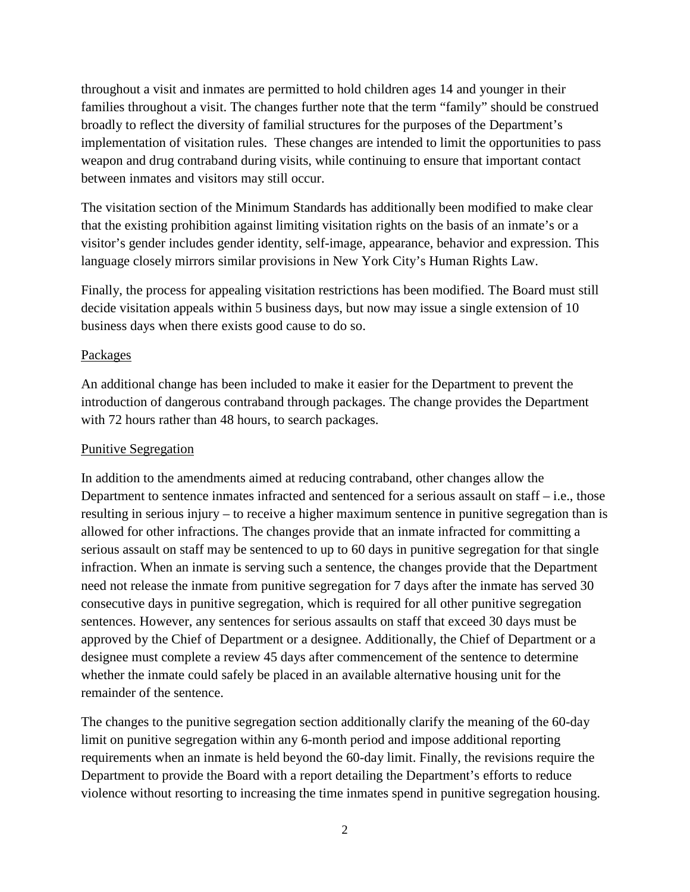throughout a visit and inmates are permitted to hold children ages 14 and younger in their families throughout a visit. The changes further note that the term "family" should be construed broadly to reflect the diversity of familial structures for the purposes of the Department's implementation of visitation rules. These changes are intended to limit the opportunities to pass weapon and drug contraband during visits, while continuing to ensure that important contact between inmates and visitors may still occur.

The visitation section of the Minimum Standards has additionally been modified to make clear that the existing prohibition against limiting visitation rights on the basis of an inmate's or a visitor's gender includes gender identity, self-image, appearance, behavior and expression. This language closely mirrors similar provisions in New York City's Human Rights Law.

Finally, the process for appealing visitation restrictions has been modified. The Board must still decide visitation appeals within 5 business days, but now may issue a single extension of 10 business days when there exists good cause to do so.

## Packages

An additional change has been included to make it easier for the Department to prevent the introduction of dangerous contraband through packages. The change provides the Department with 72 hours rather than 48 hours, to search packages.

## Punitive Segregation

In addition to the amendments aimed at reducing contraband, other changes allow the Department to sentence inmates infracted and sentenced for a serious assault on staff – i.e., those resulting in serious injury – to receive a higher maximum sentence in punitive segregation than is allowed for other infractions. The changes provide that an inmate infracted for committing a serious assault on staff may be sentenced to up to 60 days in punitive segregation for that single infraction. When an inmate is serving such a sentence, the changes provide that the Department need not release the inmate from punitive segregation for 7 days after the inmate has served 30 consecutive days in punitive segregation, which is required for all other punitive segregation sentences. However, any sentences for serious assaults on staff that exceed 30 days must be approved by the Chief of Department or a designee. Additionally, the Chief of Department or a designee must complete a review 45 days after commencement of the sentence to determine whether the inmate could safely be placed in an available alternative housing unit for the remainder of the sentence.

The changes to the punitive segregation section additionally clarify the meaning of the 60-day limit on punitive segregation within any 6-month period and impose additional reporting requirements when an inmate is held beyond the 60-day limit. Finally, the revisions require the Department to provide the Board with a report detailing the Department's efforts to reduce violence without resorting to increasing the time inmates spend in punitive segregation housing.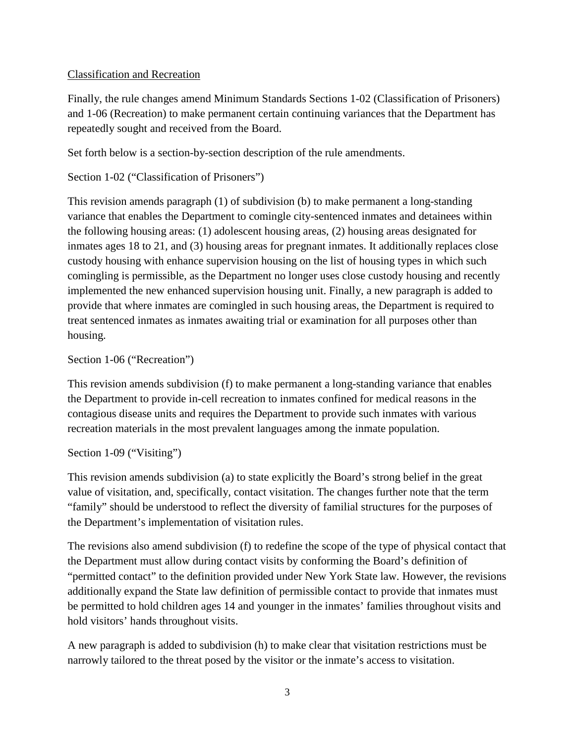<u>Classification and Recreation</u>

Finally, the rule changes amend Minimum Standards Sections 1-02 (Classification of Prisoners) and 1-06 (Recreation) to make permanent certain continuing variances that the Department has repeatedly sought and received from the Board.

Set forth below is a section-by-section description of the rule amendments.

Section 1-02 ("Classification of Prisoners")

This revision amends paragraph (1) of subdivision (b) to make permanent a long-standing variance that enables the Department to comingle city-sentenced inmates and detainees within the following housing areas: (1) adolescent housing areas, (2) housing areas designated for inmates ages 18 to 21, and (3) housing areas for pregnant inmates. It additionally replaces close custody housing with enhance supervision housing on the list of housing types in which such comingling is permissible, as the Department no longer uses close custody housing and recently implemented the new enhanced supervision housing unit. Finally, a new paragraph is added to provide that where inmates are comingled in such housing areas, the Department is required to treat sentenced inmates as inmates awaiting trial or examination for all purposes other than housing.

Section 1-06 ("Recreation")

This revision amends subdivision (f) to make permanent a long-standing variance that enables the Department to provide in-cell recreation to inmates confined for medical reasons in the contagious disease units and requires the Department to provide such inmates with various recreation materials in the most prevalent languages among the inmate population.

Section 1-09 ("Visiting")

This revision amends subdivision (a) to state explicitly the Board's strong belief in the great value of visitation, and, specifically, contact visitation. The changes further note that the term "family" should be understood to reflect the diversity of familial structures for the purposes of the Department's implementation of visitation rules.

The revisions also amend subdivision (f) to redefine the scope of the type of physical contact that the Department must allow during contact visits by conforming the Board's definition of "permitted contact" to the definition provided under New York State law. However, the revisions additionally expand the State law definition of permissible contact to provide that inmates must be permitted to hold children ages 14 and younger in the inmates' families throughout visits and hold visitors' hands throughout visits.

A new paragraph is added to subdivision (h) to make clear that visitation restrictions must be narrowly tailored to the threat posed by the visitor or the inmate's access to visitation.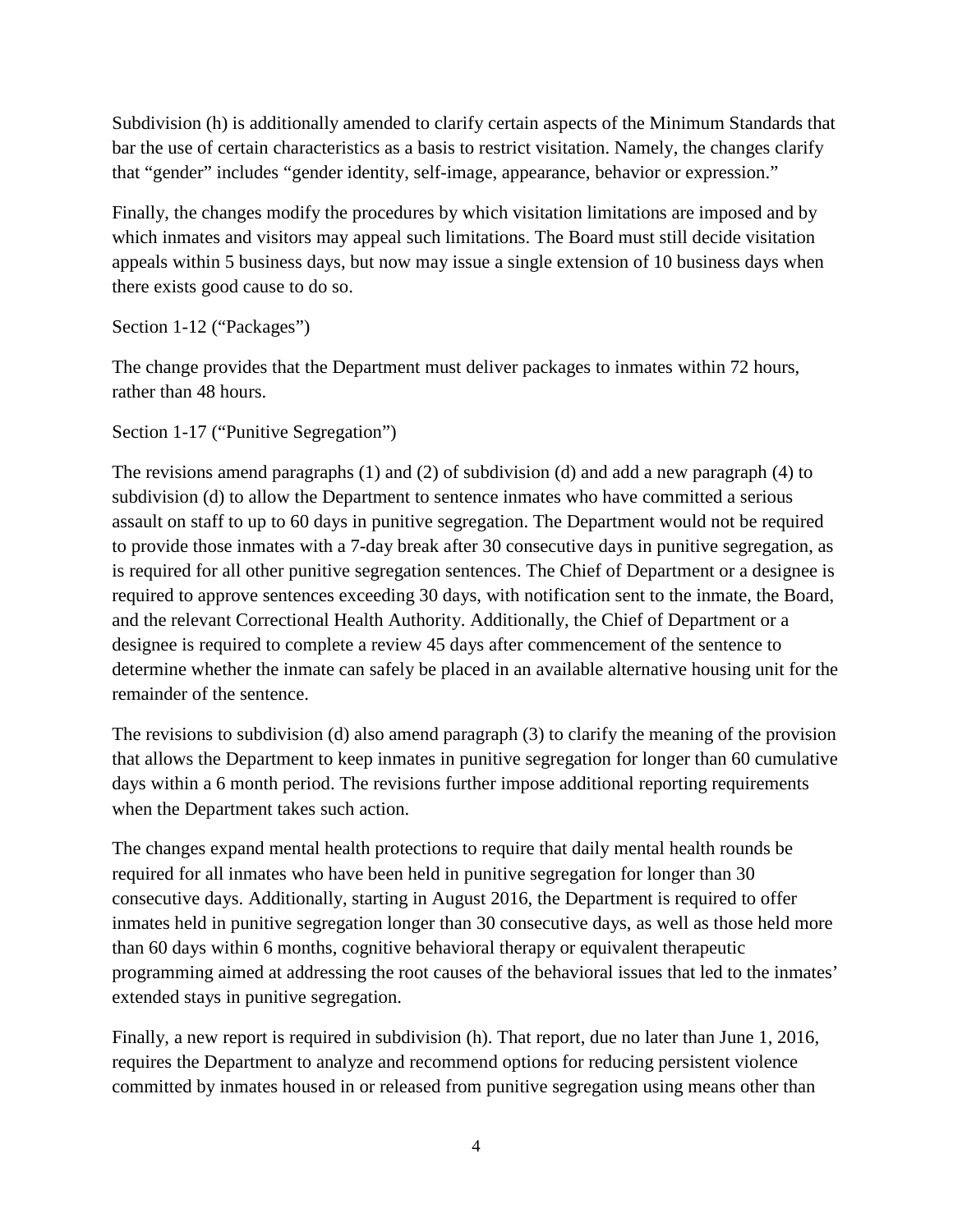Subdivision (h) is additionally amended to clarify certain aspects of the Minimum Standards that bar the use of certain characteristics as a basis to restrict visitation. Namely, the changes clarify that "gender" includes "gender identity, self-image, appearance, behavior or expression."

Finally, the changes modify the procedures by which visitation limitations are imposed and by which inmates and visitors may appeal such limitations. The Board must still decide visitation appeals within 5 business days, but now may issue a single extension of 10 business days when there exists good cause to do so.

Section 1-12 ("Packages")

The change provides that the Department must deliver packages to inmates within 72 hours, rather than 48 hours.

Section 1-17 ("Punitive Segregation")

The revisions amend paragraphs (1) and (2) of subdivision (d) and add a new paragraph (4) to subdivision (d) to allow the Department to sentence inmates who have committed a serious assault on staff to up to 60 days in punitive segregation. The Department would not be required to provide those inmates with a 7-day break after 30 consecutive days in punitive segregation, as is required for all other punitive segregation sentences. The Chief of Department or a designee is required to approve sentences exceeding 30 days, with notification sent to the inmate, the Board, and the relevant Correctional Health Authority. Additionally, the Chief of Department or a designee is required to complete a review 45 days after commencement of the sentence to determine whether the inmate can safely be placed in an available alternative housing unit for the remainder of the sentence.

The revisions to subdivision (d) also amend paragraph (3) to clarify the meaning of the provision that allows the Department to keep inmates in punitive segregation for longer than 60 cumulative days within a 6 month period. The revisions further impose additional reporting requirements when the Department takes such action.

The changes expand mental health protections to require that daily mental health rounds be required for all inmates who have been held in punitive segregation for longer than 30 consecutive days. Additionally, starting in August 2016, the Department is required to offer inmates held in punitive segregation longer than 30 consecutive days, as well as those held more than 60 days within 6 months, cognitive behavioral therapy or equivalent therapeutic programming aimed at addressing the root causes of the behavioral issues that led to the inmates' extended stays in punitive segregation.

Finally, a new report is required in subdivision (h). That report, due no later than June 1, 2016, requires the Department to analyze and recommend options for reducing persistent violence committed by inmates housed in or released from punitive segregation using means other than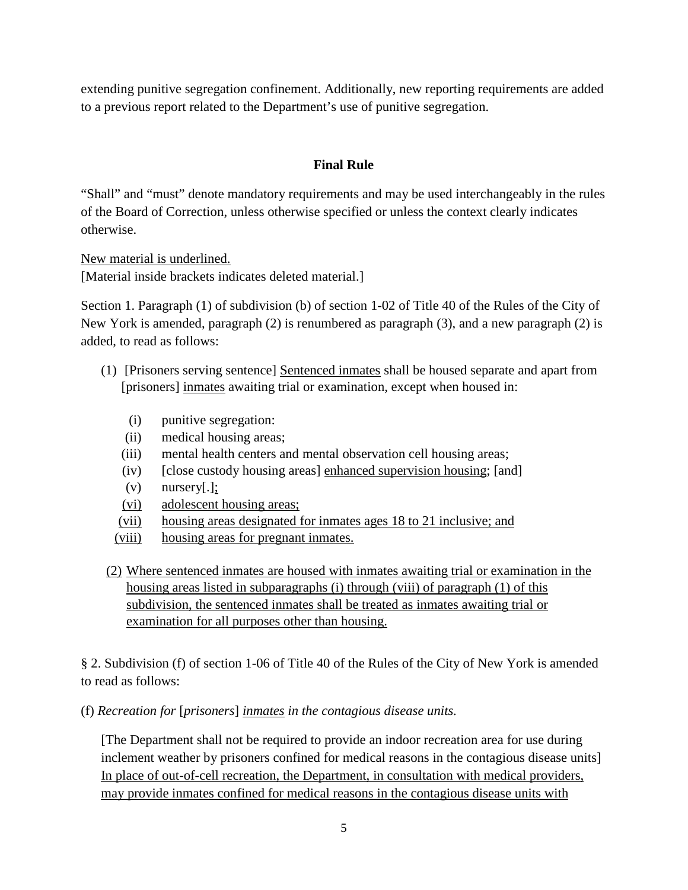extending punitive segregation confinement. Additionally, new reporting requirements are added to a previous report related to the Department's use of punitive segregation.

## **Final Rule**

"Shall" and "must" denote mandatory requirements and may be used interchangeably in the rules of the Board of Correction, unless otherwise specified or unless the context clearly indicates otherwise.

<u>New material is underlined.</u>
[Material inside brackets indicates deleted material.]

Section 1. Paragraph (1) of subdivision (b) of section 1-02 of Title 40 of the Rules of the City of New York is amended, paragraph (2) is renumbered as paragraph (3), and a new paragraph (2) is added, to read as follows:

(1) [Prisoners serving sentence] <u>Sentenced inmates</u> shall be housed separate and apart from [prisoners] <u>inmates</u> awaiting trial or examination, except when housed in:

- (i) punitive segregation:
- (ii) medical housing areas;
- (iii) mental health centers and mental observation cell housing areas;
- (iv) [close custody housing areas] <u>enhanced supervision housing</u>; [and]
- (v) nursery[.]<u>;</u>
- <u>(vi)</u> <u>adolescent housing areas;</u>
- <u>(vii)</u> <u>housing areas designated for inmates ages 18 to 21 inclusive; and</u>
- <u>(viii)</u> <u>housing areas for pregnant inmates.</u>

<u>(2) Where sentenced inmates are housed with inmates awaiting trial or examination in the housing areas listed in subparagraphs (i) through (viii) of paragraph (1) of this subdivision, the sentenced inmates shall be treated as inmates awaiting trial or examination for all purposes other than housing.</u>

§ 2. Subdivision (f) of section 1-06 of Title 40 of the Rules of the City of New York is amended to read as follows:

(f) *Recreation for* [*prisoners*] <u>*inmates*</u> *in the contagious disease units.*

[The Department shall not be required to provide an indoor recreation area for use during inclement weather by prisoners confined for medical reasons in the contagious disease units] <u>In place of out-of-cell recreation, the Department, in consultation with medical providers, may provide inmates confined for medical reasons in the contagious disease units with</u>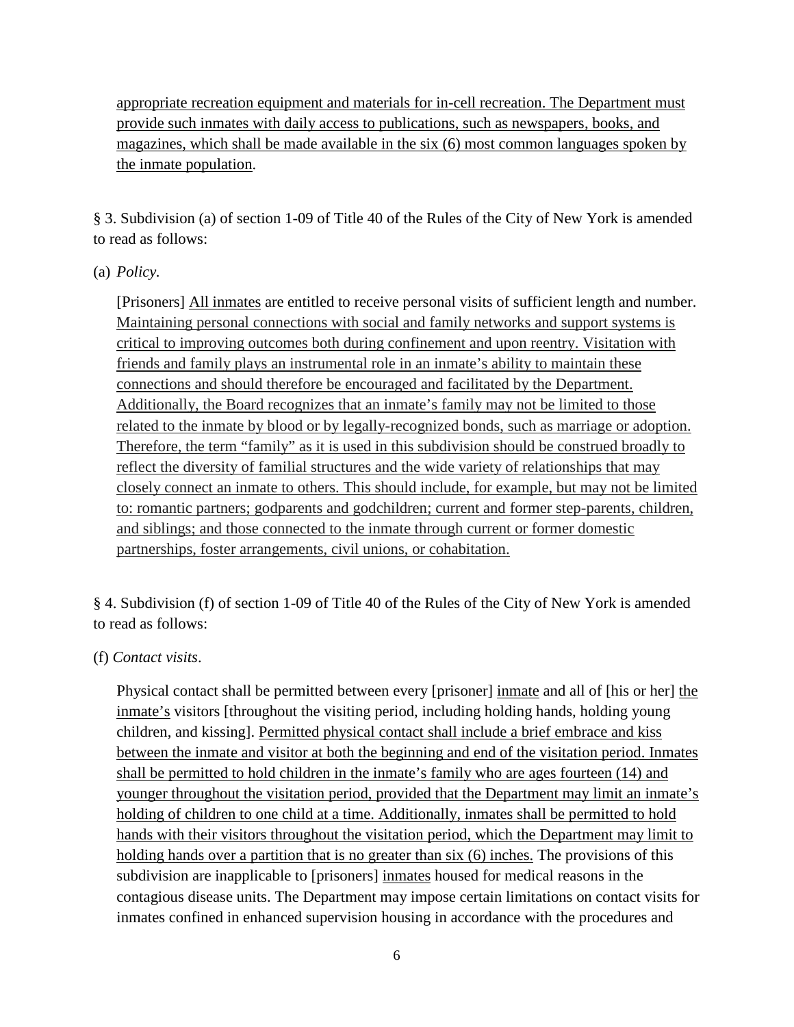appropriate recreation equipment and materials for in-cell recreation. The Department must provide such inmates with daily access to publications, such as newspapers, books, and magazines, which shall be made available in the six (6) most common languages spoken by the inmate population.

§ 3. Subdivision (a) of section 1-09 of Title 40 of the Rules of the City of New York is amended to read as follows:

(a) *Policy.*

[Prisoners] All inmates are entitled to receive personal visits of sufficient length and number. Maintaining personal connections with social and family networks and support systems is critical to improving outcomes both during confinement and upon reentry. Visitation with friends and family plays an instrumental role in an inmate's ability to maintain these connections and should therefore be encouraged and facilitated by the Department. Additionally, the Board recognizes that an inmate's family may not be limited to those related to the inmate by blood or by legally-recognized bonds, such as marriage or adoption. Therefore, the term "family" as it is used in this subdivision should be construed broadly to reflect the diversity of familial structures and the wide variety of relationships that may closely connect an inmate to others. This should include, for example, but may not be limited to: romantic partners; godparents and godchildren; current and former step-parents, children, and siblings; and those connected to the inmate through current or former domestic partnerships, foster arrangements, civil unions, or cohabitation.

§ 4. Subdivision (f) of section 1-09 of Title 40 of the Rules of the City of New York is amended to read as follows:

(f) *Contact visits*.

Physical contact shall be permitted between every [prisoner] inmate and all of [his or her] the inmate's visitors [throughout the visiting period, including holding hands, holding young children, and kissing]. Permitted physical contact shall include a brief embrace and kiss between the inmate and visitor at both the beginning and end of the visitation period. Inmates shall be permitted to hold children in the inmate's family who are ages fourteen (14) and younger throughout the visitation period, provided that the Department may limit an inmate's holding of children to one child at a time. Additionally, inmates shall be permitted to hold hands with their visitors throughout the visitation period, which the Department may limit to holding hands over a partition that is no greater than six (6) inches. The provisions of this subdivision are inapplicable to [prisoners] inmates housed for medical reasons in the contagious disease units. The Department may impose certain limitations on contact visits for inmates confined in enhanced supervision housing in accordance with the procedures and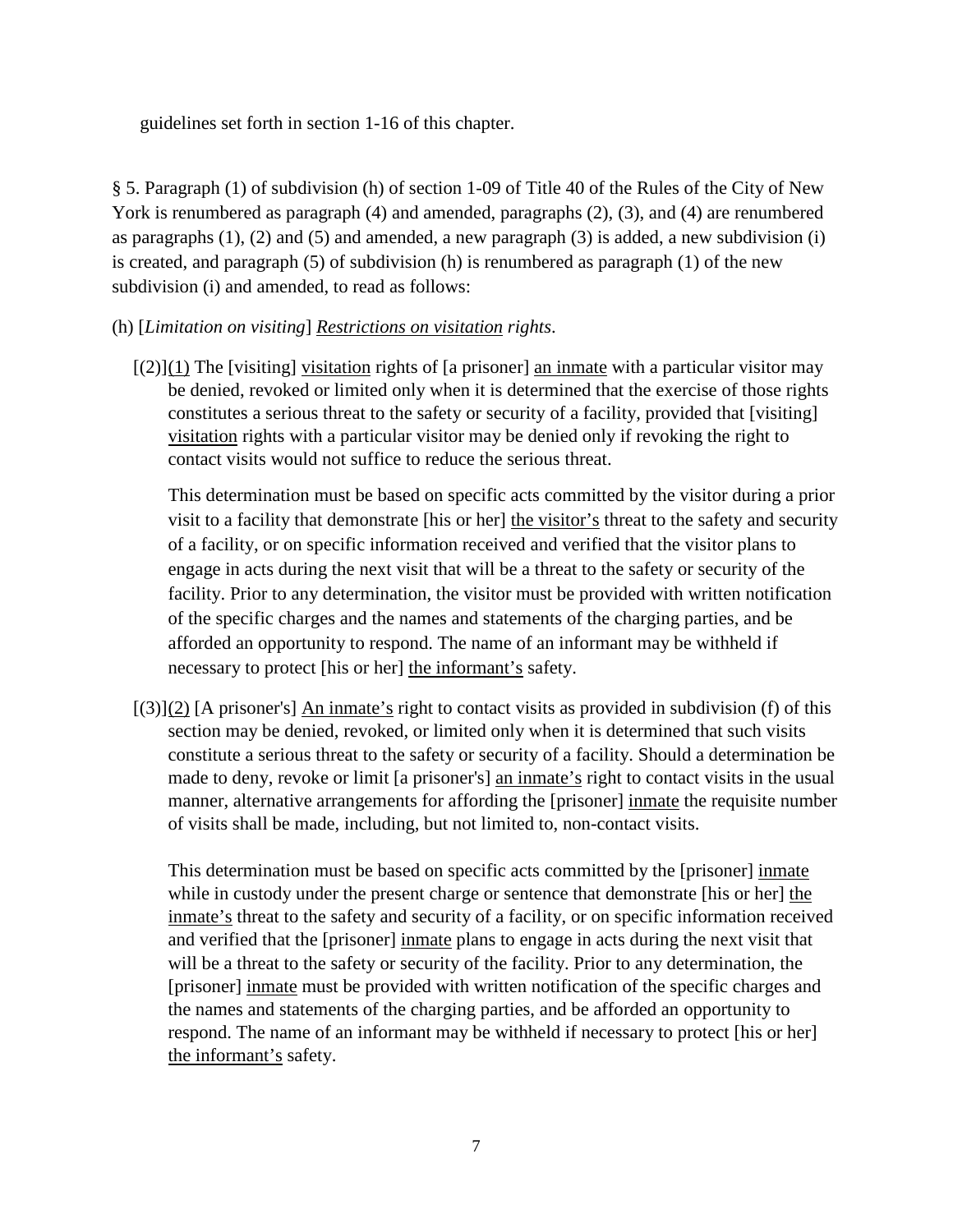guidelines set forth in section 1-16 of this chapter.

§ 5. Paragraph (1) of subdivision (h) of section 1-09 of Title 40 of the Rules of the City of New York is renumbered as paragraph (4) and amended, paragraphs (2), (3), and (4) are renumbered as paragraphs (1), (2) and (5) and amended, a new paragraph (3) is added, a new subdivision (i) is created, and paragraph (5) of subdivision (h) is renumbered as paragraph (1) of the new subdivision (i) and amended, to read as follows:

(h) [*Limitation on visiting*] *Restrictions on visitation rights*.

[(2)](1) The [visiting] visitation rights of [a prisoner] an inmate with a particular visitor may be denied, revoked or limited only when it is determined that the exercise of those rights constitutes a serious threat to the safety or security of a facility, provided that [visiting] visitation rights with a particular visitor may be denied only if revoking the right to contact visits would not suffice to reduce the serious threat.

This determination must be based on specific acts committed by the visitor during a prior visit to a facility that demonstrate [his or her] the visitor's threat to the safety and security of a facility, or on specific information received and verified that the visitor plans to engage in acts during the next visit that will be a threat to the safety or security of the facility. Prior to any determination, the visitor must be provided with written notification of the specific charges and the names and statements of the charging parties, and be afforded an opportunity to respond. The name of an informant may be withheld if necessary to protect [his or her] the informant's safety.

[(3)](2) [A prisoner's] An inmate's right to contact visits as provided in subdivision (f) of this section may be denied, revoked, or limited only when it is determined that such visits constitute a serious threat to the safety or security of a facility. Should a determination be made to deny, revoke or limit [a prisoner's] an inmate's right to contact visits in the usual manner, alternative arrangements for affording the [prisoner] inmate the requisite number of visits shall be made, including, but not limited to, non-contact visits.

This determination must be based on specific acts committed by the [prisoner] inmate while in custody under the present charge or sentence that demonstrate [his or her] the inmate's threat to the safety and security of a facility, or on specific information received and verified that the [prisoner] inmate plans to engage in acts during the next visit that will be a threat to the safety or security of the facility. Prior to any determination, the [prisoner] inmate must be provided with written notification of the specific charges and the names and statements of the charging parties, and be afforded an opportunity to respond. The name of an informant may be withheld if necessary to protect [his or her] the informant's safety.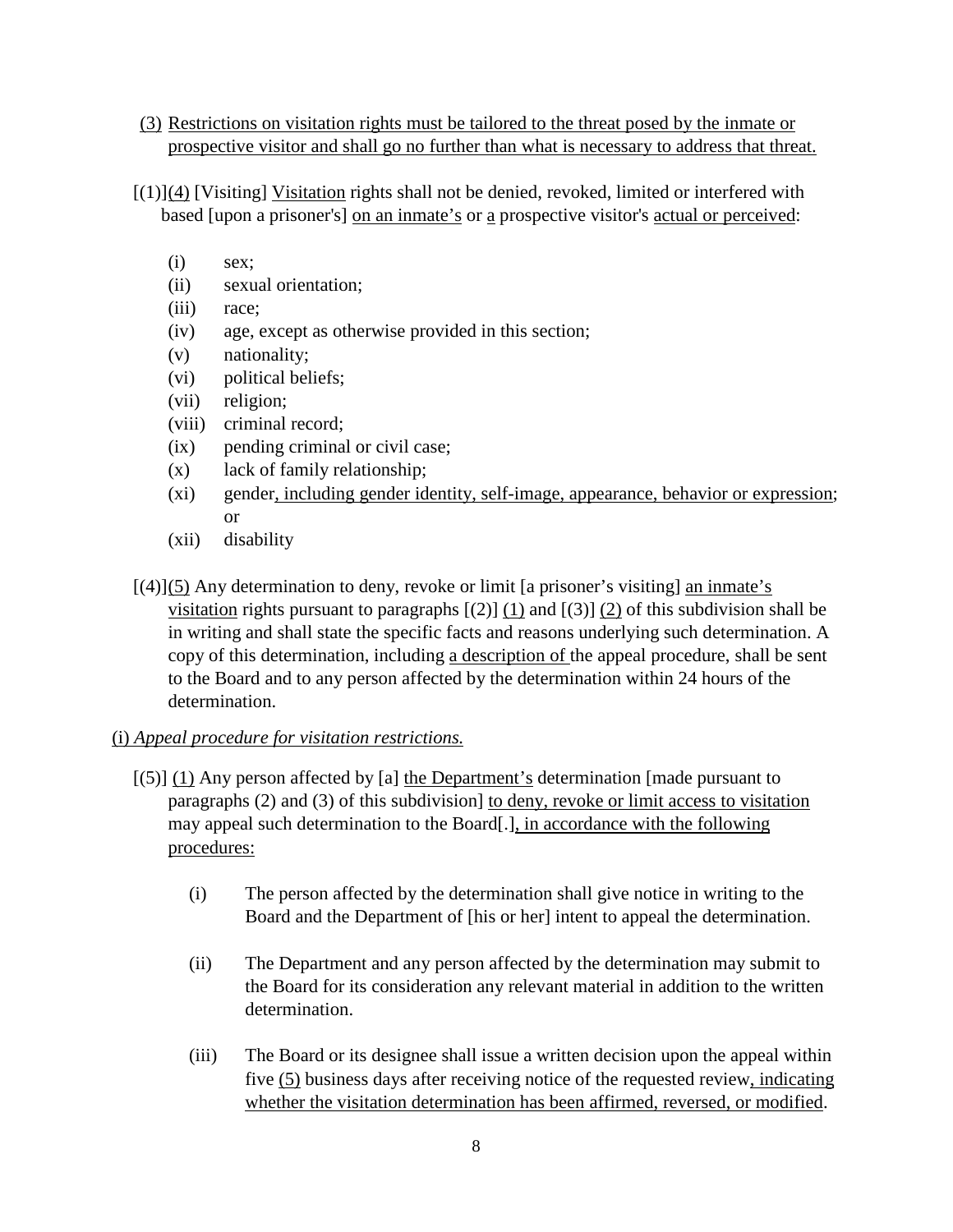(3) Restrictions on visitation rights must be tailored to the threat posed by the inmate or prospective visitor and shall go no further than what is necessary to address that threat.

[(1)](4) [Visiting] Visitation rights shall not be denied, revoked, limited or interfered with based [upon a prisoner's] on an inmate's or a prospective visitor's actual or perceived:

- (i) sex;
- (ii) sexual orientation;
- (iii) race;
- (iv) age, except as otherwise provided in this section;
- (v) nationality;
- (vi) political beliefs;
- (vii) religion;
- (viii) criminal record;
- (ix) pending criminal or civil case;
- (x) lack of family relationship;
- (xi) gender, including gender identity, self-image, appearance, behavior or expression; or
- (xii) disability

[(4)](5) Any determination to deny, revoke or limit [a prisoner's visiting] an inmate's visitation rights pursuant to paragraphs [(2)] (1) and [(3)] (2) of this subdivision shall be in writing and shall state the specific facts and reasons underlying such determination. A copy of this determination, including a description of the appeal procedure, shall be sent to the Board and to any person affected by the determination within 24 hours of the determination.

(i) *Appeal procedure for visitation restrictions.*

[(5)] (1) Any person affected by [a] the Department's determination [made pursuant to paragraphs (2) and (3) of this subdivision] to deny, revoke or limit access to visitation may appeal such determination to the Board[.], in accordance with the following procedures:

- (i) The person affected by the determination shall give notice in writing to the Board and the Department of [his or her] intent to appeal the determination.
- (ii) The Department and any person affected by the determination may submit to the Board for its consideration any relevant material in addition to the written determination.
- (iii) The Board or its designee shall issue a written decision upon the appeal within five (5) business days after receiving notice of the requested review, indicating whether the visitation determination has been affirmed, reversed, or modified.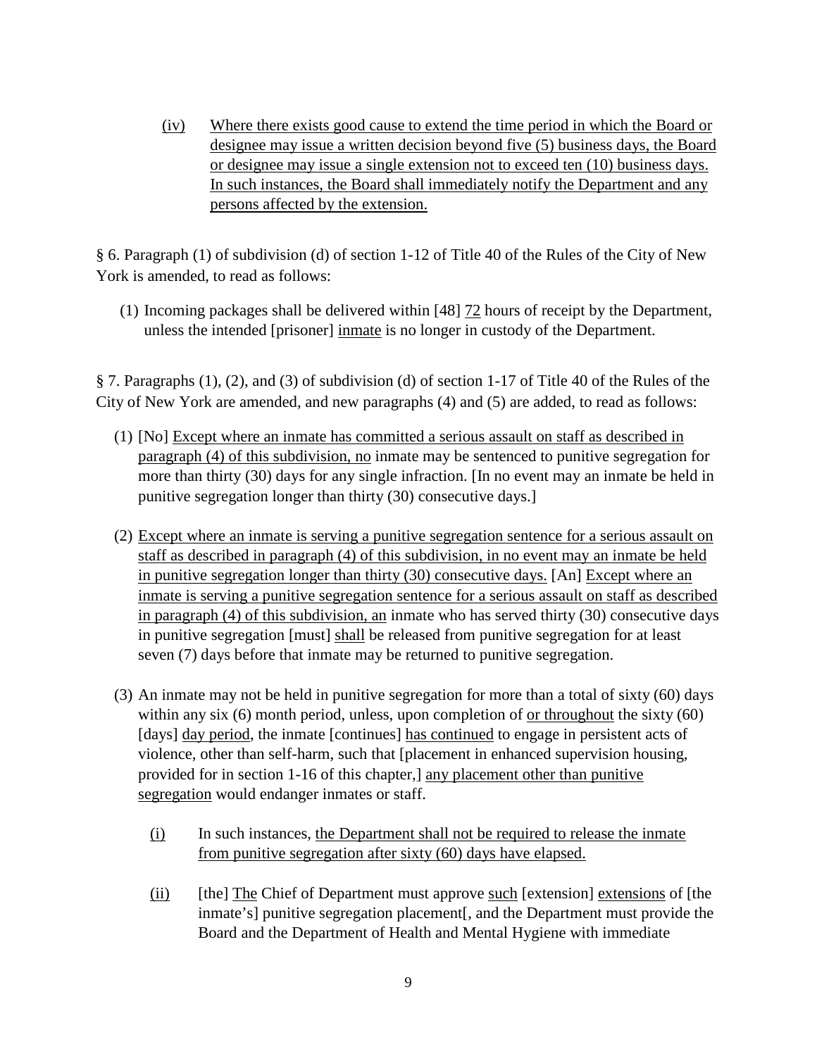(iv) Where there exists good cause to extend the time period in which the Board or designee may issue a written decision beyond five (5) business days, the Board or designee may issue a single extension not to exceed ten (10) business days. In such instances, the Board shall immediately notify the Department and any persons affected by the extension.

§ 6. Paragraph (1) of subdivision (d) of section 1-12 of Title 40 of the Rules of the City of New York is amended, to read as follows:

(1) Incoming packages shall be delivered within [48] 72 hours of receipt by the Department, unless the intended [prisoner] inmate is no longer in custody of the Department.

§ 7. Paragraphs (1), (2), and (3) of subdivision (d) of section 1-17 of Title 40 of the Rules of the City of New York are amended, and new paragraphs (4) and (5) are added, to read as follows:

(1) [No] Except where an inmate has committed a serious assault on staff as described in paragraph (4) of this subdivision, no inmate may be sentenced to punitive segregation for more than thirty (30) days for any single infraction. [In no event may an inmate be held in punitive segregation longer than thirty (30) consecutive days.]

(2) Except where an inmate is serving a punitive segregation sentence for a serious assault on staff as described in paragraph (4) of this subdivision, in no event may an inmate be held in punitive segregation longer than thirty (30) consecutive days. [An] Except where an inmate is serving a punitive segregation sentence for a serious assault on staff as described in paragraph (4) of this subdivision, an inmate who has served thirty (30) consecutive days in punitive segregation [must] shall be released from punitive segregation for at least seven (7) days before that inmate may be returned to punitive segregation.

(3) An inmate may not be held in punitive segregation for more than a total of sixty (60) days within any six (6) month period, unless, upon completion of or throughout the sixty (60) [days] day period, the inmate [continues] has continued to engage in persistent acts of violence, other than self-harm, such that [placement in enhanced supervision housing, provided for in section 1-16 of this chapter,] any placement other than punitive segregation would endanger inmates or staff.

(i) In such instances, the Department shall not be required to release the inmate from punitive segregation after sixty (60) days have elapsed.

(ii) [the] The Chief of Department must approve such [extension] extensions of [the inmate's] punitive segregation placement[, and the Department must provide the Board and the Department of Health and Mental Hygiene with immediate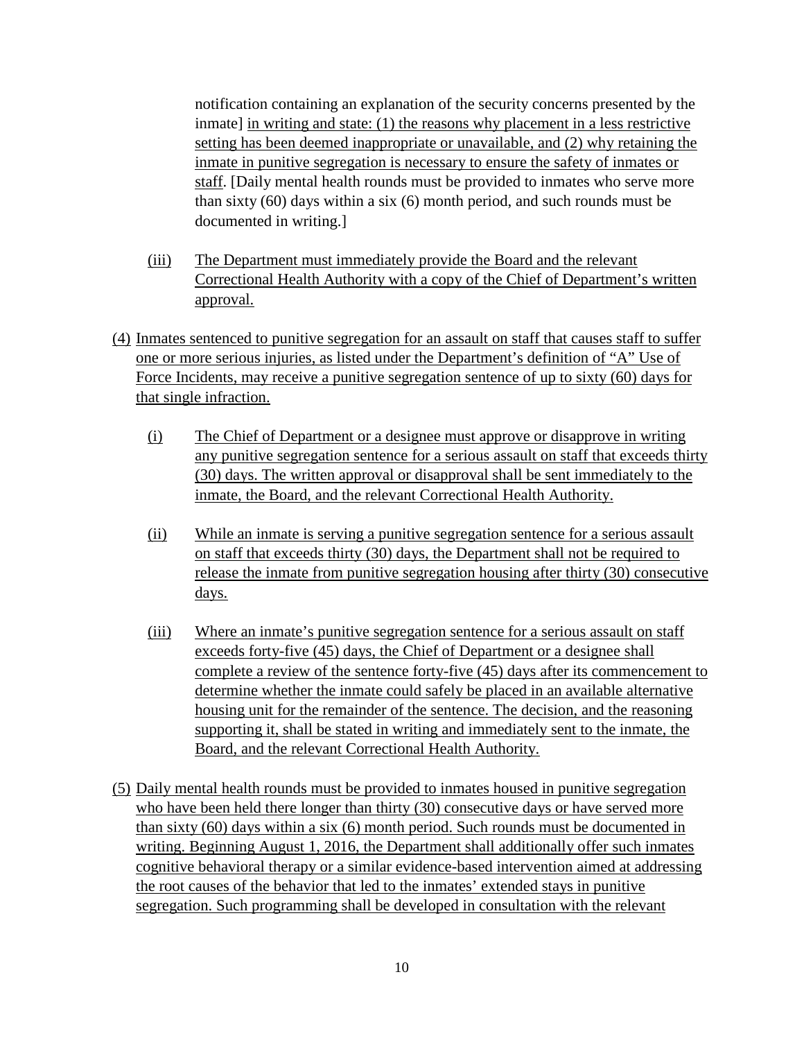notification containing an explanation of the security concerns presented by the inmate] in writing and state: (1) the reasons why placement in a less restrictive setting has been deemed inappropriate or unavailable, and (2) why retaining the inmate in punitive segregation is necessary to ensure the safety of inmates or staff. [Daily mental health rounds must be provided to inmates who serve more than sixty (60) days within a six (6) month period, and such rounds must be documented in writing.]

(iii) The Department must immediately provide the Board and the relevant Correctional Health Authority with a copy of the Chief of Department's written approval.

(4) Inmates sentenced to punitive segregation for an assault on staff that causes staff to suffer one or more serious injuries, as listed under the Department's definition of "A" Use of Force Incidents, may receive a punitive segregation sentence of up to sixty (60) days for that single infraction.

(i) The Chief of Department or a designee must approve or disapprove in writing any punitive segregation sentence for a serious assault on staff that exceeds thirty (30) days. The written approval or disapproval shall be sent immediately to the inmate, the Board, and the relevant Correctional Health Authority.

(ii) While an inmate is serving a punitive segregation sentence for a serious assault on staff that exceeds thirty (30) days, the Department shall not be required to release the inmate from punitive segregation housing after thirty (30) consecutive days.

(iii) Where an inmate's punitive segregation sentence for a serious assault on staff exceeds forty-five (45) days, the Chief of Department or a designee shall complete a review of the sentence forty-five (45) days after its commencement to determine whether the inmate could safely be placed in an available alternative housing unit for the remainder of the sentence. The decision, and the reasoning supporting it, shall be stated in writing and immediately sent to the inmate, the Board, and the relevant Correctional Health Authority.

(5) Daily mental health rounds must be provided to inmates housed in punitive segregation who have been held there longer than thirty (30) consecutive days or have served more than sixty (60) days within a six (6) month period. Such rounds must be documented in writing. Beginning August 1, 2016, the Department shall additionally offer such inmates cognitive behavioral therapy or a similar evidence-based intervention aimed at addressing the root causes of the behavior that led to the inmates' extended stays in punitive segregation. Such programming shall be developed in consultation with the relevant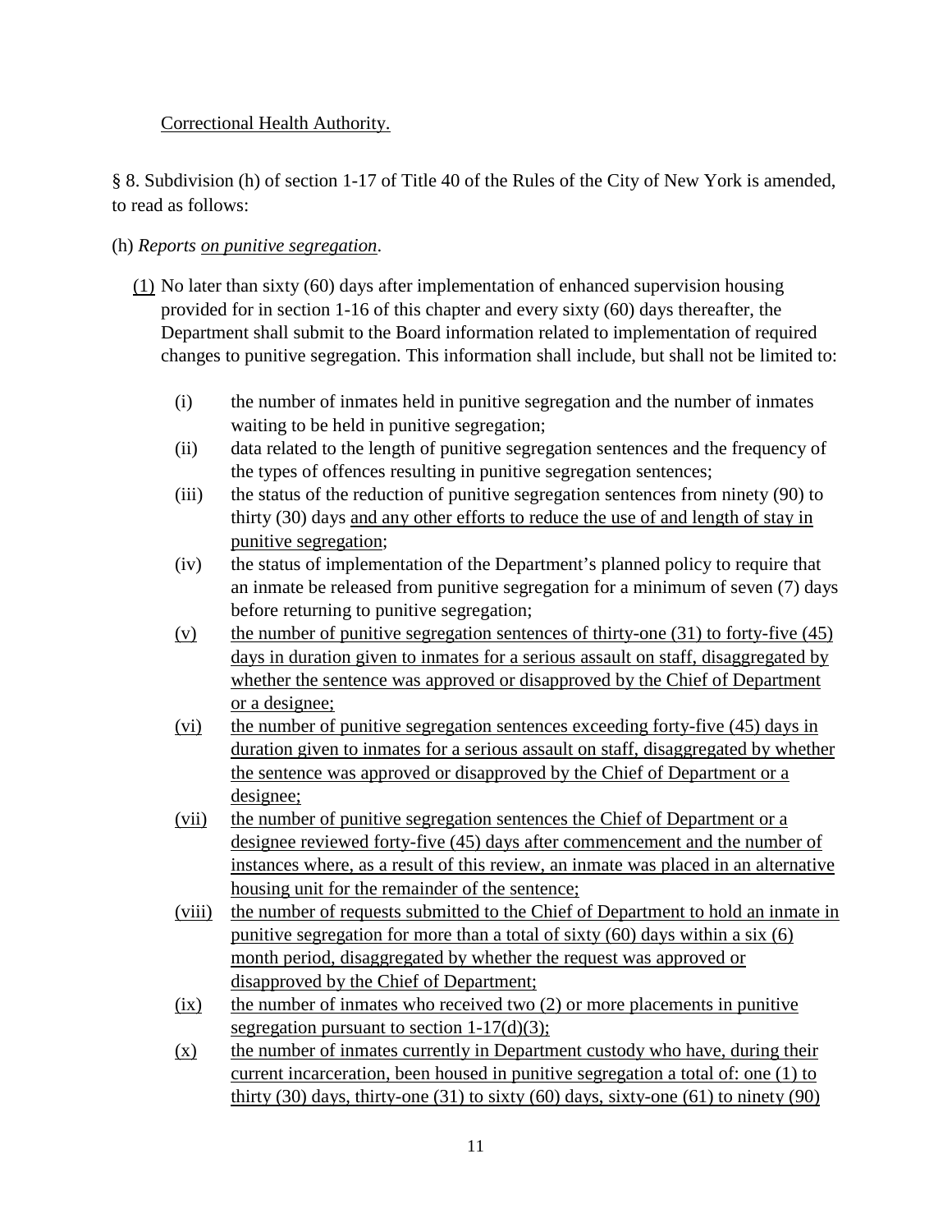Correctional Health Authority.

§ 8. Subdivision (h) of section 1-17 of Title 40 of the Rules of the City of New York is amended, to read as follows:

(h) *Reports on punitive segregation*.

(1) No later than sixty (60) days after implementation of enhanced supervision housing provided for in section 1-16 of this chapter and every sixty (60) days thereafter, the Department shall submit to the Board information related to implementation of required changes to punitive segregation. This information shall include, but shall not be limited to:

- (i) the number of inmates held in punitive segregation and the number of inmates waiting to be held in punitive segregation;
- (ii) data related to the length of punitive segregation sentences and the frequency of the types of offences resulting in punitive segregation sentences;
- (iii) the status of the reduction of punitive segregation sentences from ninety (90) to thirty (30) days and any other efforts to reduce the use of and length of stay in punitive segregation;
- (iv) the status of implementation of the Department's planned policy to require that an inmate be released from punitive segregation for a minimum of seven (7) days before returning to punitive segregation;
- (v) the number of punitive segregation sentences of thirty-one (31) to forty-five (45) days in duration given to inmates for a serious assault on staff, disaggregated by whether the sentence was approved or disapproved by the Chief of Department or a designee;
- (vi) the number of punitive segregation sentences exceeding forty-five (45) days in duration given to inmates for a serious assault on staff, disaggregated by whether the sentence was approved or disapproved by the Chief of Department or a designee;
- (vii) the number of punitive segregation sentences the Chief of Department or a designee reviewed forty-five (45) days after commencement and the number of instances where, as a result of this review, an inmate was placed in an alternative housing unit for the remainder of the sentence;
- (viii) the number of requests submitted to the Chief of Department to hold an inmate in punitive segregation for more than a total of sixty (60) days within a six (6) month period, disaggregated by whether the request was approved or disapproved by the Chief of Department;
- (ix) the number of inmates who received two (2) or more placements in punitive segregation pursuant to section 1-17(d)(3);
- (x) the number of inmates currently in Department custody who have, during their current incarceration, been housed in punitive segregation a total of: one (1) to thirty (30) days, thirty-one (31) to sixty (60) days, sixty-one (61) to ninety (90)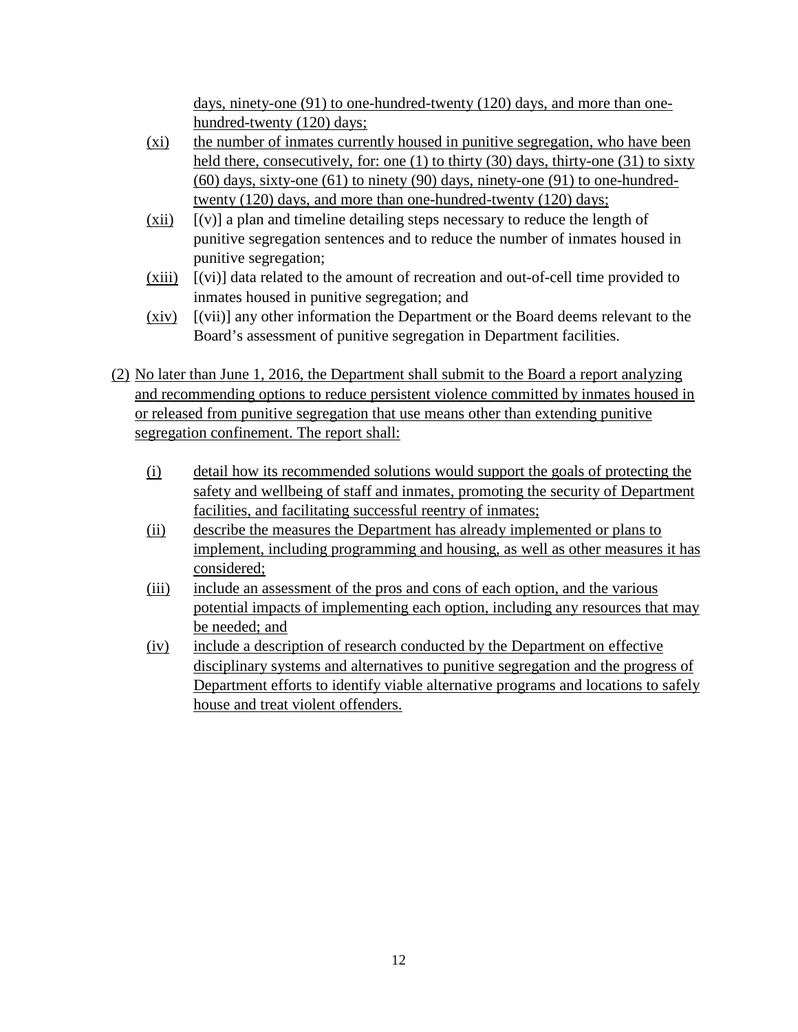days, ninety-one (91) to one-hundred-twenty (120) days, and more than one-hundred-twenty (120) days;

(xi) the number of inmates currently housed in punitive segregation, who have been held there, consecutively, for: one (1) to thirty (30) days, thirty-one (31) to sixty (60) days, sixty-one (61) to ninety (90) days, ninety-one (91) to one-hundred-twenty (120) days, and more than one-hundred-twenty (120) days;

(xii) [(v)] a plan and timeline detailing steps necessary to reduce the length of punitive segregation sentences and to reduce the number of inmates housed in punitive segregation;

(xiii) [(vi)] data related to the amount of recreation and out-of-cell time provided to inmates housed in punitive segregation; and

(xiv) [(vii)] any other information the Department or the Board deems relevant to the Board's assessment of punitive segregation in Department facilities.

(2) No later than June 1, 2016, the Department shall submit to the Board a report analyzing and recommending options to reduce persistent violence committed by inmates housed in or released from punitive segregation that use means other than extending punitive segregation confinement. The report shall:

(i) detail how its recommended solutions would support the goals of protecting the safety and wellbeing of staff and inmates, promoting the security of Department facilities, and facilitating successful reentry of inmates;

(ii) describe the measures the Department has already implemented or plans to implement, including programming and housing, as well as other measures it has considered;

(iii) include an assessment of the pros and cons of each option, and the various potential impacts of implementing each option, including any resources that may be needed; and

(iv) include a description of research conducted by the Department on effective disciplinary systems and alternatives to punitive segregation and the progress of Department efforts to identify viable alternative programs and locations to safely house and treat violent offenders.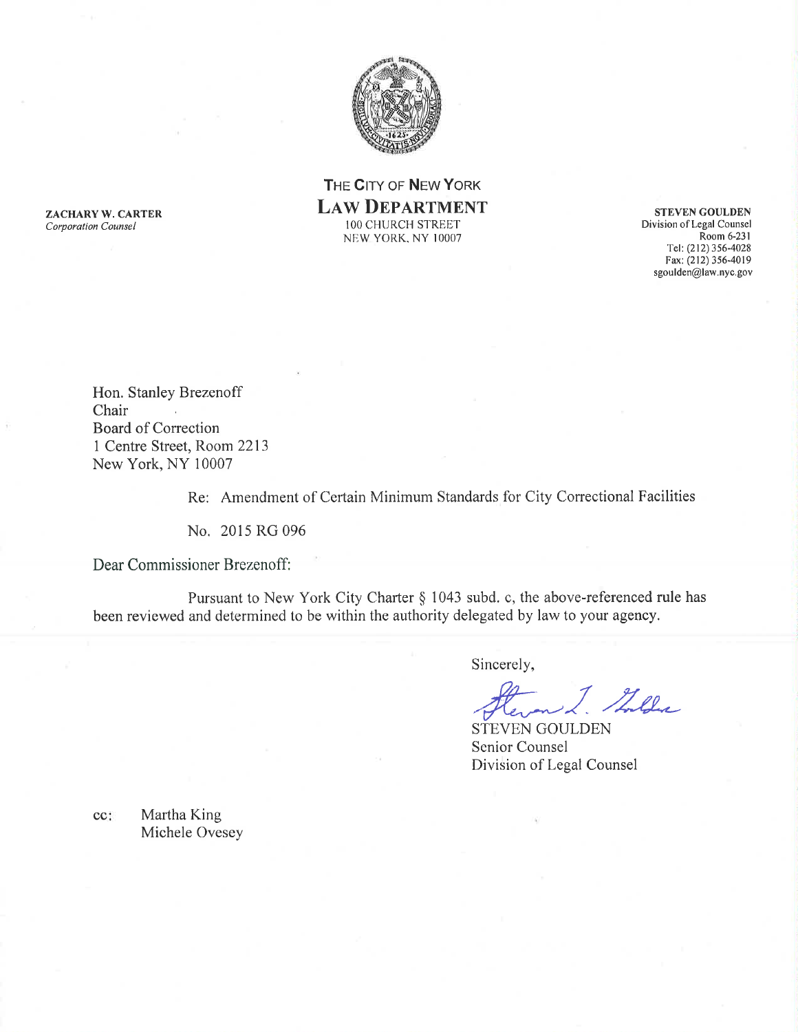THE CITY OF NEW YORK
**LAW DEPARTMENT**
100 CHURCH STREET
NEW YORK, NY 10007

**ZACHARY W. CARTER**
*Corporation Counsel*

**STEVEN GOULDEN**
Division of Legal Counsel
Room 6-231
Tel: (212) 356-4028
Fax: (212) 356-4019
sgoulden@law.nyc.gov

Hon. Stanley Brezenoff
Chair
Board of Correction
1 Centre Street, Room 2213
New York, NY 10007

Re: Amendment of Certain Minimum Standards for City Correctional Facilities

No. 2015 RG 096

Dear Commissioner Brezenoff:

Pursuant to New York City Charter § 1043 subd. c, the above-referenced rule has been reviewed and determined to be within the authority delegated by law to your agency.

Sincerely,

STEVEN GOULDEN
Senior Counsel
Division of Legal Counsel

cc: Martha King
Michele Ovesey